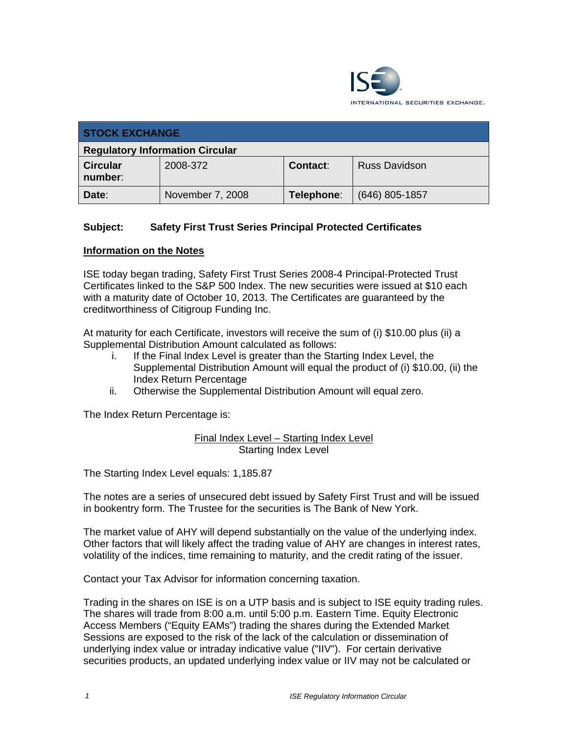| **STOCK EXCHANGE** | | | |
|---|---|---|---|
| **Regulatory Information Circular** | | | |
| **Circular number**: | 2008-372 | **Contact**: | Russ Davidson |
| **Date**: | November 7, 2008 | **Telephone**: | (646) 805-1857 |

**Subject: Safety First Trust Series Principal Protected Certificates**

**Information on the Notes**

ISE today began trading, Safety First Trust Series 2008-4 Principal-Protected Trust Certificates linked to the S&P 500 Index. The new securities were issued at $10 each with a maturity date of October 10, 2013. The Certificates are guaranteed by the creditworthiness of Citigroup Funding Inc.

At maturity for each Certificate, investors will receive the sum of (i) $10.00 plus (ii) a Supplemental Distribution Amount calculated as follows:

i. If the Final Index Level is greater than the Starting Index Level, the Supplemental Distribution Amount will equal the product of (i) $10.00, (ii) the Index Return Percentage
ii. Otherwise the Supplemental Distribution Amount will equal zero.

The Index Return Percentage is:

$$\frac{\text{Final Index Level} - \text{Starting Index Level}}{\text{Starting Index Level}}$$

The Starting Index Level equals: 1,185.87

The notes are a series of unsecured debt issued by Safety First Trust and will be issued in bookentry form. The Trustee for the securities is The Bank of New York.

The market value of AHY will depend substantially on the value of the underlying index. Other factors that will likely affect the trading value of AHY are changes in interest rates, volatility of the indices, time remaining to maturity, and the credit rating of the issuer.

Contact your Tax Advisor for information concerning taxation.

Trading in the shares on ISE is on a UTP basis and is subject to ISE equity trading rules. The shares will trade from 8:00 a.m. until 5:00 p.m. Eastern Time. Equity Electronic Access Members ("Equity EAMs") trading the shares during the Extended Market Sessions are exposed to the risk of the lack of the calculation or dissemination of underlying index value or intraday indicative value ("IIV"). For certain derivative securities products, an updated underlying index value or IIV may not be calculated or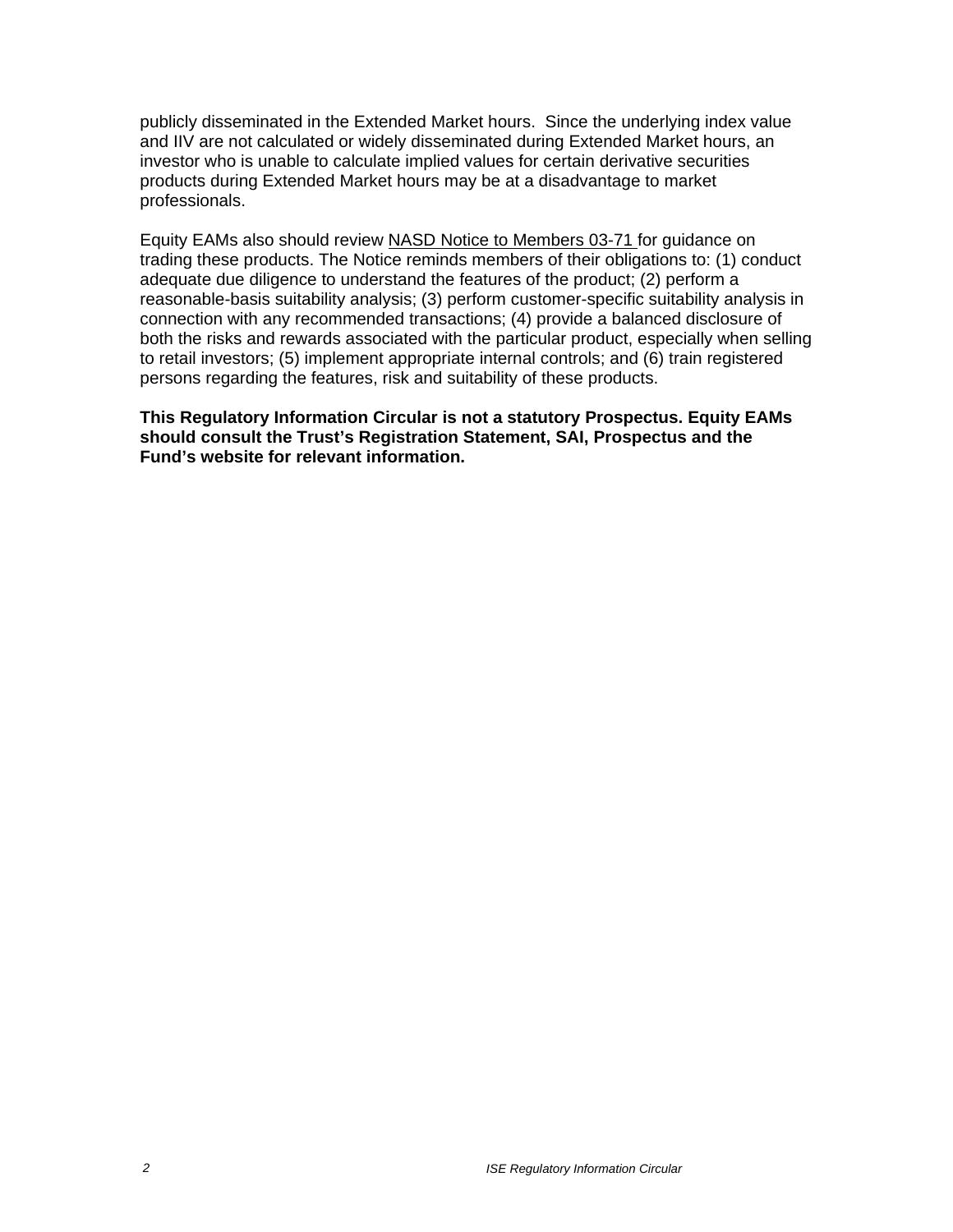publicly disseminated in the Extended Market hours. Since the underlying index value and IIV are not calculated or widely disseminated during Extended Market hours, an investor who is unable to calculate implied values for certain derivative securities products during Extended Market hours may be at a disadvantage to market professionals.

Equity EAMs also should review NASD Notice to Members 03-71 for guidance on trading these products. The Notice reminds members of their obligations to: (1) conduct adequate due diligence to understand the features of the product; (2) perform a reasonable-basis suitability analysis; (3) perform customer-specific suitability analysis in connection with any recommended transactions; (4) provide a balanced disclosure of both the risks and rewards associated with the particular product, especially when selling to retail investors; (5) implement appropriate internal controls; and (6) train registered persons regarding the features, risk and suitability of these products.

**This Regulatory Information Circular is not a statutory Prospectus. Equity EAMs should consult the Trust's Registration Statement, SAI, Prospectus and the Fund's website for relevant information.**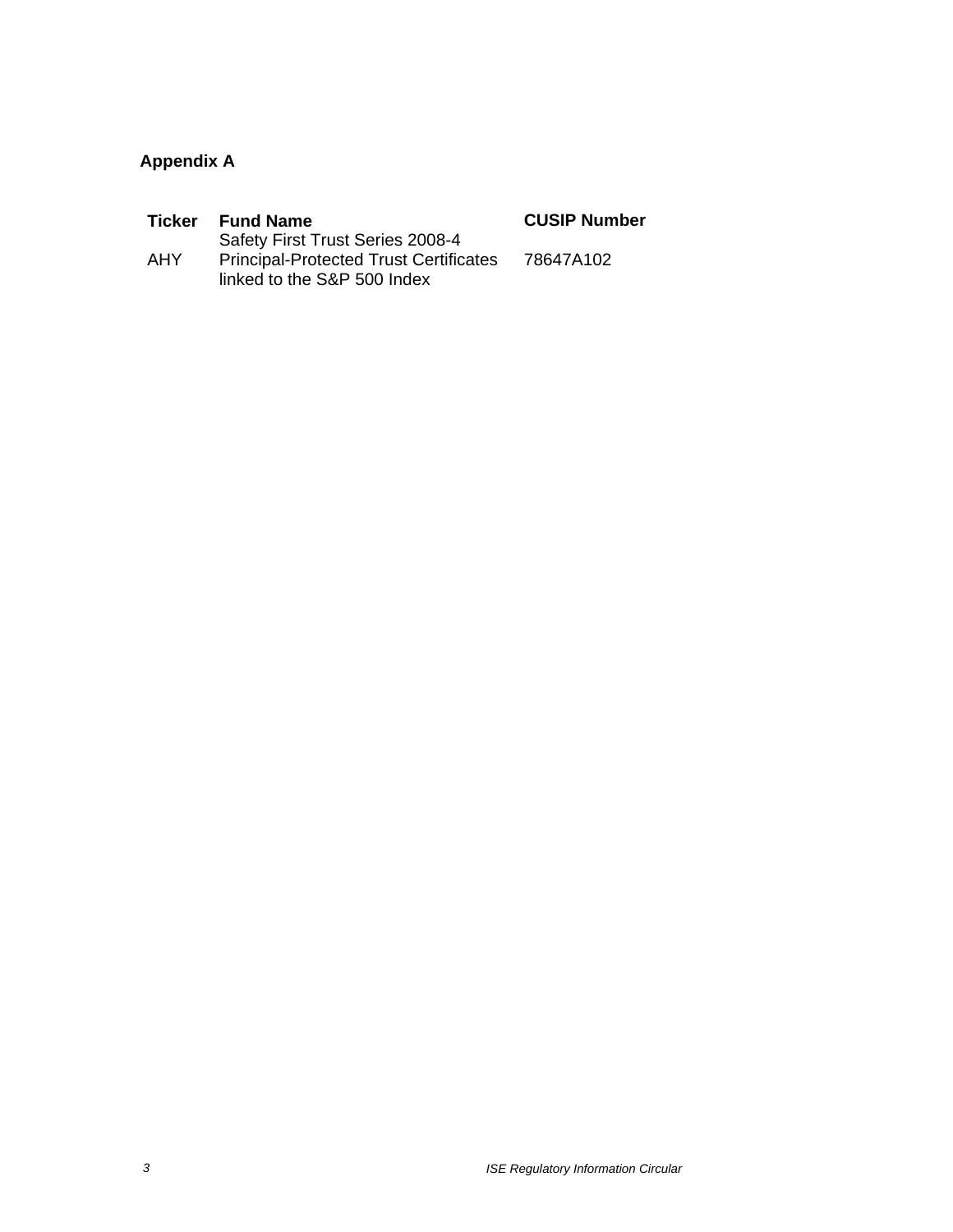## Appendix A

| Ticker | Fund Name | CUSIP Number |
| --- | --- | --- |
| AHY | Safety First Trust Series 2008-4 Principal-Protected Trust Certificates linked to the S&P 500 Index | 78647A102 |